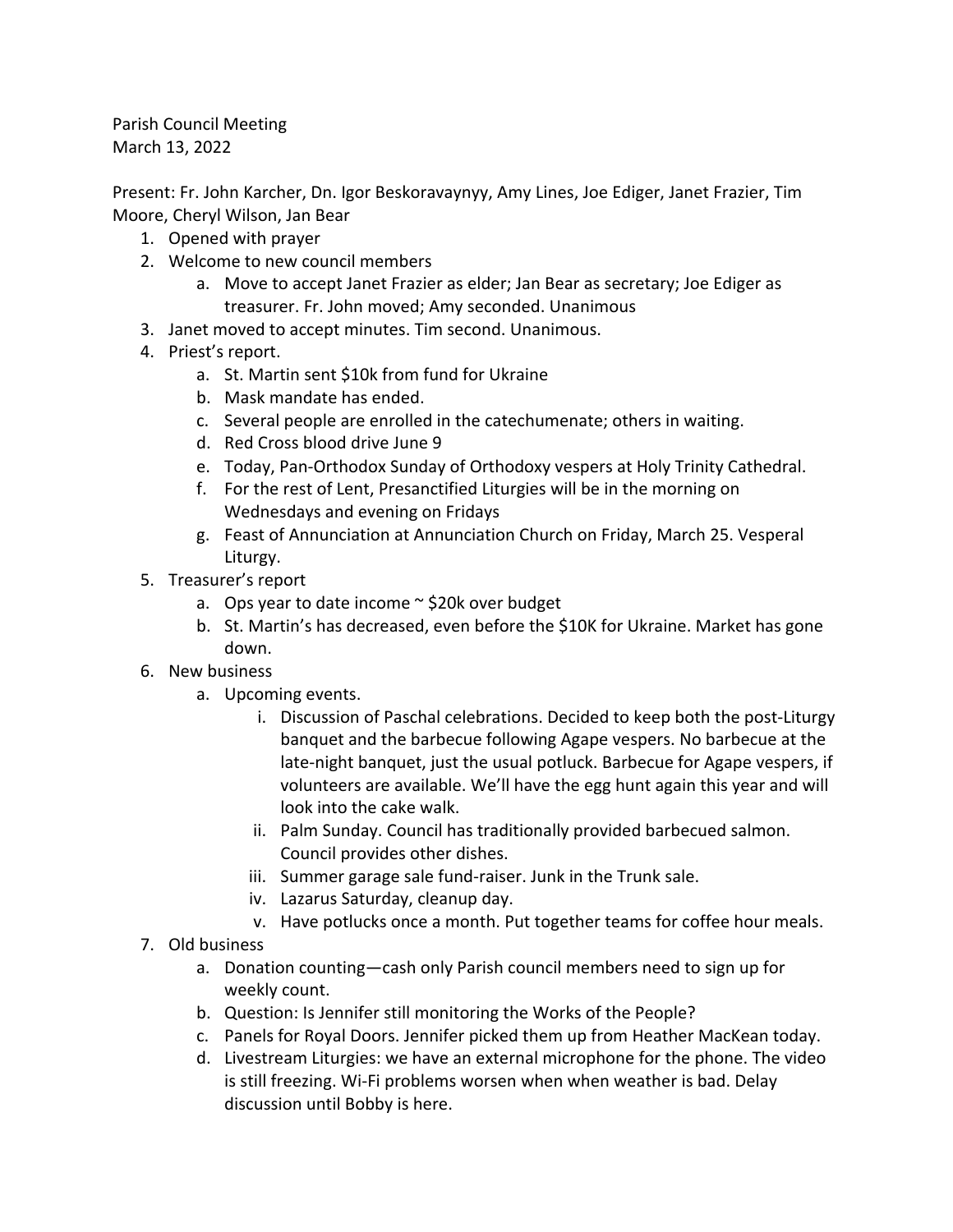Parish Council Meeting
March 13, 2022

Present: Fr. John Karcher, Dn. Igor Beskoravaynyy, Amy Lines, Joe Ediger, Janet Frazier, Tim Moore, Cheryl Wilson, Jan Bear

1. Opened with prayer
2. Welcome to new council members
   a. Move to accept Janet Frazier as elder; Jan Bear as secretary; Joe Ediger as treasurer. Fr. John moved; Amy seconded. Unanimous
3. Janet moved to accept minutes. Tim second. Unanimous.
4. Priest's report.
   a. St. Martin sent $10k from fund for Ukraine
   b. Mask mandate has ended.
   c. Several people are enrolled in the catechumenate; others in waiting.
   d. Red Cross blood drive June 9
   e. Today, Pan-Orthodox Sunday of Orthodoxy vespers at Holy Trinity Cathedral.
   f. For the rest of Lent, Presanctified Liturgies will be in the morning on Wednesdays and evening on Fridays
   g. Feast of Annunciation at Annunciation Church on Friday, March 25. Vesperal Liturgy.
5. Treasurer's report
   a. Ops year to date income ~ $20k over budget
   b. St. Martin's has decreased, even before the $10K for Ukraine. Market has gone down.
6. New business
   a. Upcoming events.
      i. Discussion of Paschal celebrations. Decided to keep both the post-Liturgy banquet and the barbecue following Agape vespers. No barbecue at the late-night banquet, just the usual potluck. Barbecue for Agape vespers, if volunteers are available. We'll have the egg hunt again this year and will look into the cake walk.
      ii. Palm Sunday. Council has traditionally provided barbecued salmon. Council provides other dishes.
      iii. Summer garage sale fund-raiser. Junk in the Trunk sale.
      iv. Lazarus Saturday, cleanup day.
      v. Have potlucks once a month. Put together teams for coffee hour meals.
7. Old business
   a. Donation counting—cash only Parish council members need to sign up for weekly count.
   b. Question: Is Jennifer still monitoring the Works of the People?
   c. Panels for Royal Doors. Jennifer picked them up from Heather MacKean today.
   d. Livestream Liturgies: we have an external microphone for the phone. The video is still freezing. Wi-Fi problems worsen when when weather is bad. Delay discussion until Bobby is here.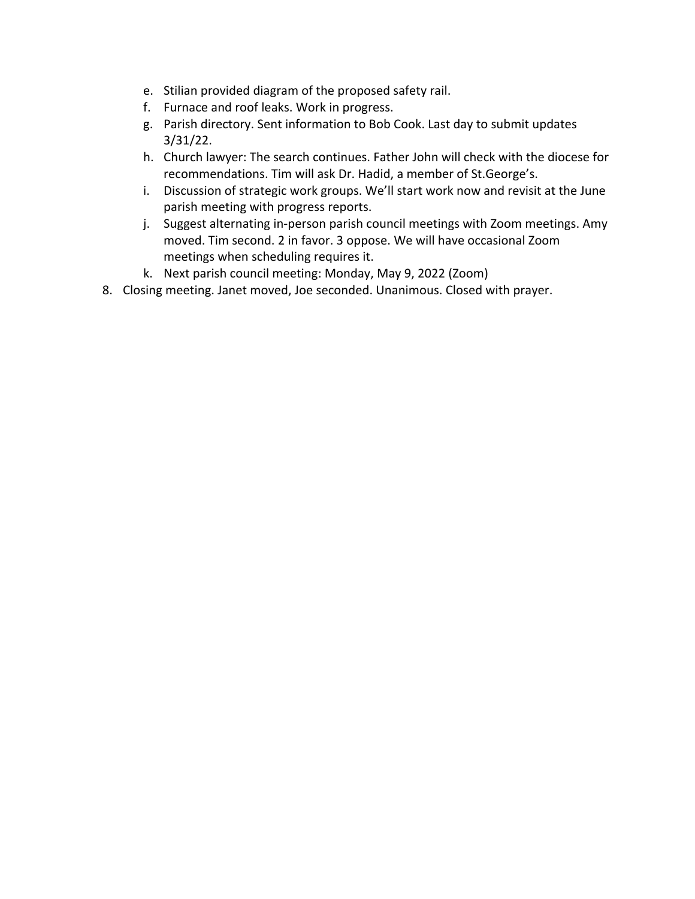e. Stilian provided diagram of the proposed safety rail.
   f. Furnace and roof leaks. Work in progress.
   g. Parish directory. Sent information to Bob Cook. Last day to submit updates 3/31/22.
   h. Church lawyer: The search continues. Father John will check with the diocese for recommendations. Tim will ask Dr. Hadid, a member of St.George's.
   i. Discussion of strategic work groups. We'll start work now and revisit at the June parish meeting with progress reports.
   j. Suggest alternating in-person parish council meetings with Zoom meetings. Amy moved. Tim second. 2 in favor. 3 oppose. We will have occasional Zoom meetings when scheduling requires it.
   k. Next parish council meeting: Monday, May 9, 2022 (Zoom)

8. Closing meeting. Janet moved, Joe seconded. Unanimous. Closed with prayer.